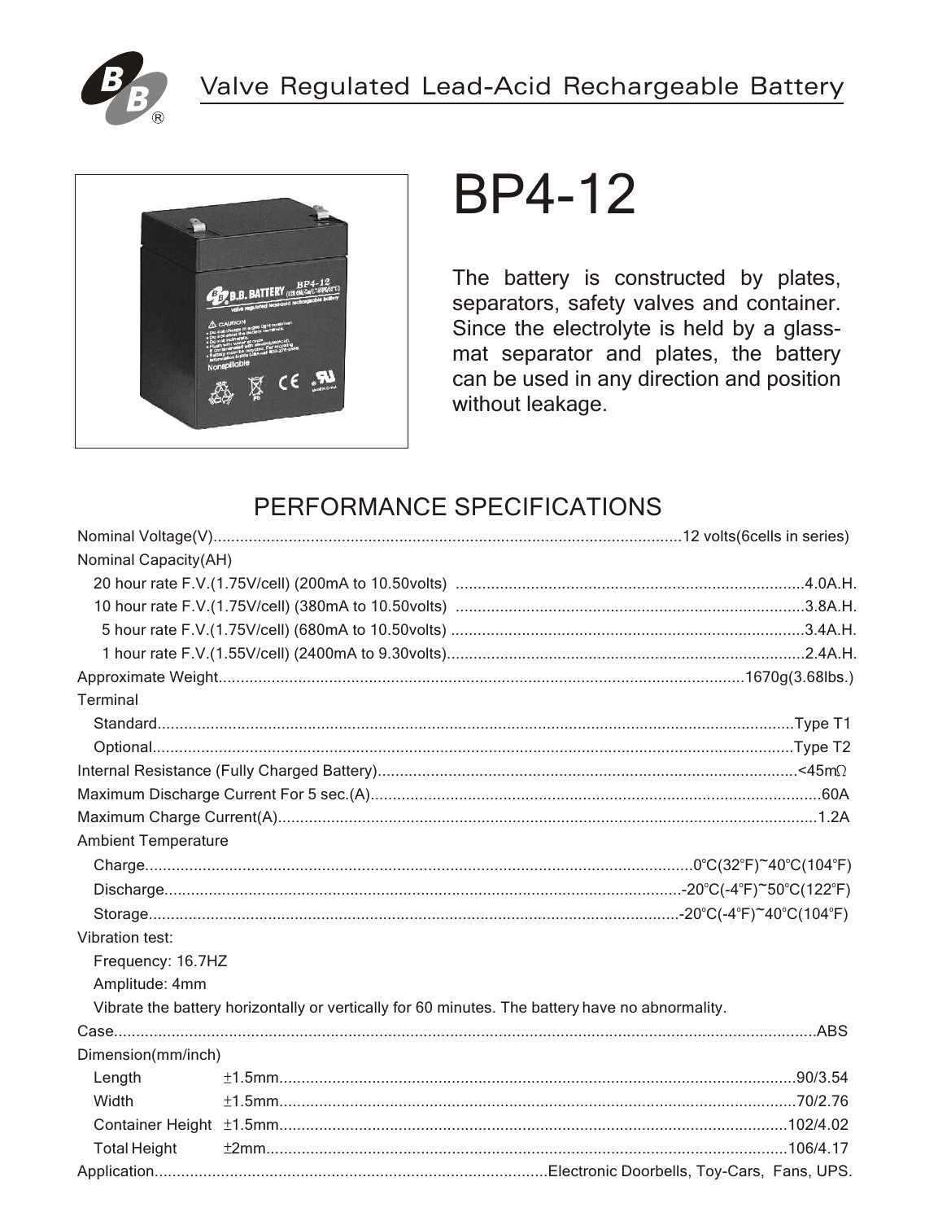Valve Regulated Lead-Acid Rechargeable Battery

# BP4-12

The battery is constructed by plates, separators, safety valves and container. Since the electrolyte is held by a glass-mat separator and plates, the battery can be used in any direction and position without leakage.

## PERFORMANCE SPECIFICATIONS

Nominal Voltage(V)....................12 volts(6cells in series)

Nominal Capacity(AH)

- 20 hour rate F.V.(1.75V/cell) (200mA to 10.50volts) ....................4.0A.H.
- 10 hour rate F.V.(1.75V/cell) (380mA to 10.50volts) ....................3.8A.H.
- 5 hour rate F.V.(1.75V/cell) (680mA to 10.50volts) ....................3.4A.H.
- 1 hour rate F.V.(1.55V/cell) (2400mA to 9.30volts)....................2.4A.H.

Approximate Weight....................1670g(3.68lbs.)

Terminal

- Standard....................Type T1
- Optional....................Type T2

Internal Resistance (Fully Charged Battery)....................<45mΩ

Maximum Discharge Current For 5 sec.(A)....................60A

Maximum Charge Current(A)....................1.2A

Ambient Temperature

- Charge....................0°C(32°F)~40°C(104°F)
- Discharge....................-20°C(-4°F)~50°C(122°F)
- Storage....................-20°C(-4°F)~40°C(104°F)

Vibration test:

- Frequency: 16.7HZ
- Amplitude: 4mm
- Vibrate the battery horizontally or vertically for 60 minutes. The battery have no abnormality.

Case....................ABS

Dimension(mm/inch)

| | | |
|---|---|---|
| Length | ±1.5mm | 90/3.54 |
| Width | ±1.5mm | 70/2.76 |
| Container Height | ±1.5mm | 102/4.02 |
| Total Height | ±2mm | 106/4.17 |

Application....................Electronic Doorbells, Toy-Cars, Fans, UPS.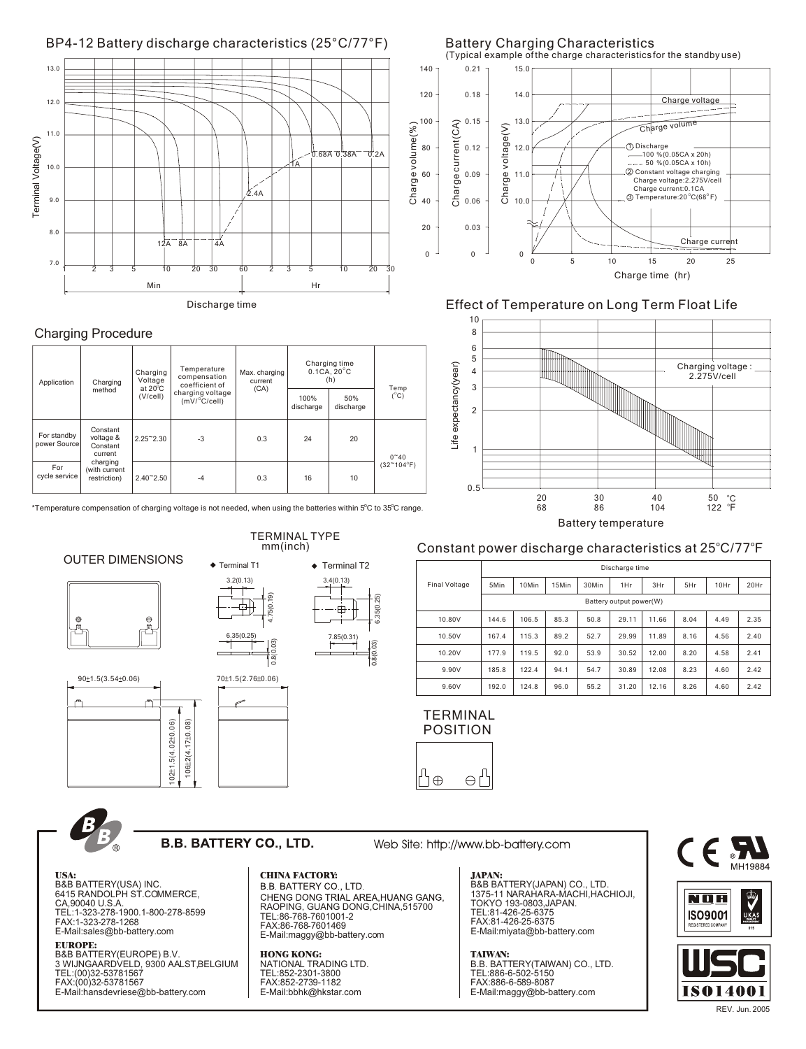## BP4-12 Battery discharge characteristics (25°C/77°F)

Terminal Voltage(V)

13.0
12.0
11.0
10.0
9.0
8.0
7.0

0.68A 0.38A 0.2A
1A
2.4A
12A 8A 4A

1 2 3 5 10 20 30 60 2 3 5 10 20 30

Min Hr

Discharge time

## Battery Charging Characteristics

(Typical example of the charge characteristics for the standby use)

Charge volume(%) 140 120 100 80 60 40 20 0

Charge current(CA) 0.21 0.18 0.15 0.12 0.09 0.06 0.03 0

Charge voltage(V) 15.0 14.0 13.0 12.0 11.0 10.0 0

Charge voltage

Charge volume

① Discharge
100 %(0.05CA x 20h)
50 %(0.05CA x 10h)
② Constant voltage charging
Charge voltage:2.275V/cell
Charge current:0.1CA
③ Temperature:20°C(68°F)

Charge current

0 5 10 15 20 25

Charge time (hr)

## Charging Procedure

| Application | Charging method | Charging Voltage at 20°C (V/cell) | Temperature compensation coefficient of charging voltage (mV/°C/cell) | Max. charging current (CA) | Charging time 0.1CA, 20°C (h) | | Temp (°C) |
|---|---|---|---|---|---|---|---|
| | | | | | 100% discharge | 50% discharge | |
| For standby power Source | Constant voltage & Constant current charging (with current restriction) | 2.25~2.30 | -3 | 0.3 | 24 | 20 | 0~40 (32~104°F) |
| For cycle service | | 2.40~2.50 | -4 | 0.3 | 16 | 10 | |

*Temperature compensation of charging voltage is not needed, when using the batteries within 5°C to 35°C range.

## Effect of Temperature on Long Term Float Life

Life expectancy(year)

10 8 6 5 4 3 2 1 0.5

Charging voltage : 2.275V/cell

20 30 40 50 °C
68 86 104 122 °F

Battery temperature

## OUTER DIMENSIONS

90±1.5(3.54±0.06)

70±1.5(2.76±0.06)

102±1.5(4.02±0.06)

106±2(4.17±0.08)

## TERMINAL TYPE

mm(inch)

◆ Terminal T1

3.2(0.13)
4.75(0.19)
6.35(0.25)
0.8(0.03)

◆ Terminal T2

3.4(0.13)
6.35(0.25)
7.85(0.31)
0.8(0.03)

## Constant power discharge characteristics at 25°C/77°F

| Final Voltage | Discharge time | | | | | | | | |
|---|---|---|---|---|---|---|---|---|---|
| | 5Min | 10Min | 15Min | 30Min | 1Hr | 3Hr | 5Hr | 10Hr | 20Hr |
| | Battery output power(W) | | | | | | | | |
| 10.80V | 144.6 | 106.5 | 85.3 | 50.8 | 29.11 | 11.66 | 8.04 | 4.49 | 2.35 |
| 10.50V | 167.4 | 115.3 | 89.2 | 52.7 | 29.99 | 11.89 | 8.16 | 4.56 | 2.40 |
| 10.20V | 177.9 | 119.5 | 92.0 | 53.9 | 30.52 | 12.00 | 8.20 | 4.58 | 2.41 |
| 9.90V | 185.8 | 122.4 | 94.1 | 54.7 | 30.89 | 12.08 | 8.23 | 4.60 | 2.42 |
| 9.60V | 192.0 | 124.8 | 96.0 | 55.2 | 31.20 | 12.16 | 8.26 | 4.60 | 2.42 |

## TERMINAL POSITION

---

**B.B. BATTERY CO., LTD.** Web Site: http://www.bb-battery.com

**USA:**
B&B BATTERY(USA) INC.
6415 RANDOLPH ST.COMMERCE, CA,90040 U.S.A.
TEL:1-323-278-1900.1-800-278-8599
FAX:1-323-278-1268
E-Mail:sales@bb-battery.com

**EUROPE:**
B&B BATTERY(EUROPE) B.V.
3 WIJNGAARDVELD, 9300 AALST,BELGIUM
TEL:(00)32-53781567
FAX:(00)32-53781567
E-Mail:hansdevriese@bb-battery.com

**CHINA FACTORY:**
B.B. BATTERY CO., LTD.
CHENG DONG TRIAL AREA,HUANG GANG, RAOPING, GUANG DONG,CHINA,515700
TEL:86-768-7601001-2
FAX:86-768-7601469
E-Mail:maggy@bb-battery.com

**HONG KONG:**
NATIONAL TRADING LTD.
TEL:852-2301-3800
FAX:852-2739-1182
E-Mail:bbhk@hkstar.com

**JAPAN:**
B&B BATTERY(JAPAN) CO., LTD.
1375-11 NARAHARA-MACHI,HACHIOJI, TOKYO 193-0803,JAPAN.
TEL:81-426-25-6375
FAX:81-426-25-6375
E-Mail:miyata@bb-battery.com

**TAIWAN:**
B.B. BATTERY(TAIWAN) CO., LTD.
TEL:886-6-502-5150
FAX:886-6-589-8087
E-Mail:maggy@bb-battery.com

MH19884

ISO9001

ISO14001

REV. Jun. 2005